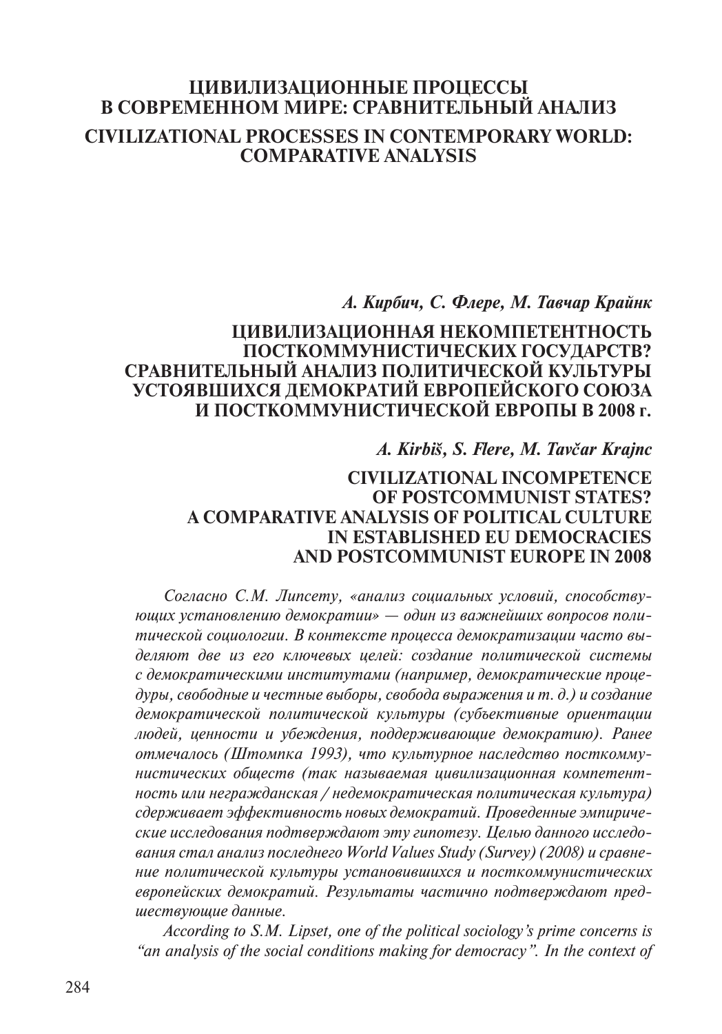# ЦИВИЛИЗАЦИОННЫЕ ПРОЦЕССЫ В СОВРЕМЕННОМ МИРЕ: СРАВНИТЕЛЬНЫЙ АНАЛИЗ

# CIVILIZATIONAL PROCESSES IN CONTEMPORARY WORLD: COMPARATIVE ANALYSIS

***А. Кирбич, С. Флере, М. Тавчар Крайнк***

## ЦИВИЛИЗАЦИОННАЯ НЕКОМПЕТЕНТНОСТЬ ПОСТКОММУНИСТИЧЕСКИХ ГОСУДАРСТВ? СРАВНИТЕЛЬНЫЙ АНАЛИЗ ПОЛИТИЧЕСКОЙ КУЛЬТУРЫ УСТОЯВШИХСЯ ДЕМОКРАТИЙ ЕВРОПЕЙСКОГО СОЮЗА И ПОСТКОММУНИСТИЧЕСКОЙ ЕВРОПЫ В 2008 г.

***A. Kirbiš, S. Flere, M. Tavčar Krajnc***

## CIVILIZATIONAL INCOMPETENCE OF POSTCOMMUNIST STATES? A COMPARATIVE ANALYSIS OF POLITICAL CULTURE IN ESTABLISHED EU DEMOCRACIES AND POSTCOMMUNIST EUROPE IN 2008

*Согласно С.М. Липсету, «анализ социальных условий, способствующих установлению демократии» — один из важнейших вопросов политической социологии. В контексте процесса демократизации часто выделяют две из его ключевых целей: создание политической системы с демократическими институтами (например, демократические процедуры, свободные и честные выборы, свобода выражения и т. д.) и создание демократической политической культуры (субъективные ориентации людей, ценности и убеждения, поддерживающие демократию). Ранее отмечалось (Штомпка 1993), что культурное наследство посткоммунистических обществ (так называемая цивилизационная компетентность или негражданская / недемократическая политическая культура) сдерживает эффективность новых демократий. Проведенные эмпирические исследования подтверждают эту гипотезу. Целью данного исследования стал анализ последнего World Values Study (Survey) (2008) и сравнение политической культуры установившихся и посткоммунистических европейских демократий. Результаты частично подтверждают предшествующие данные.*

*According to S.M. Lipset, one of the political sociology's prime concerns is "an analysis of the social conditions making for democracy". In the context of*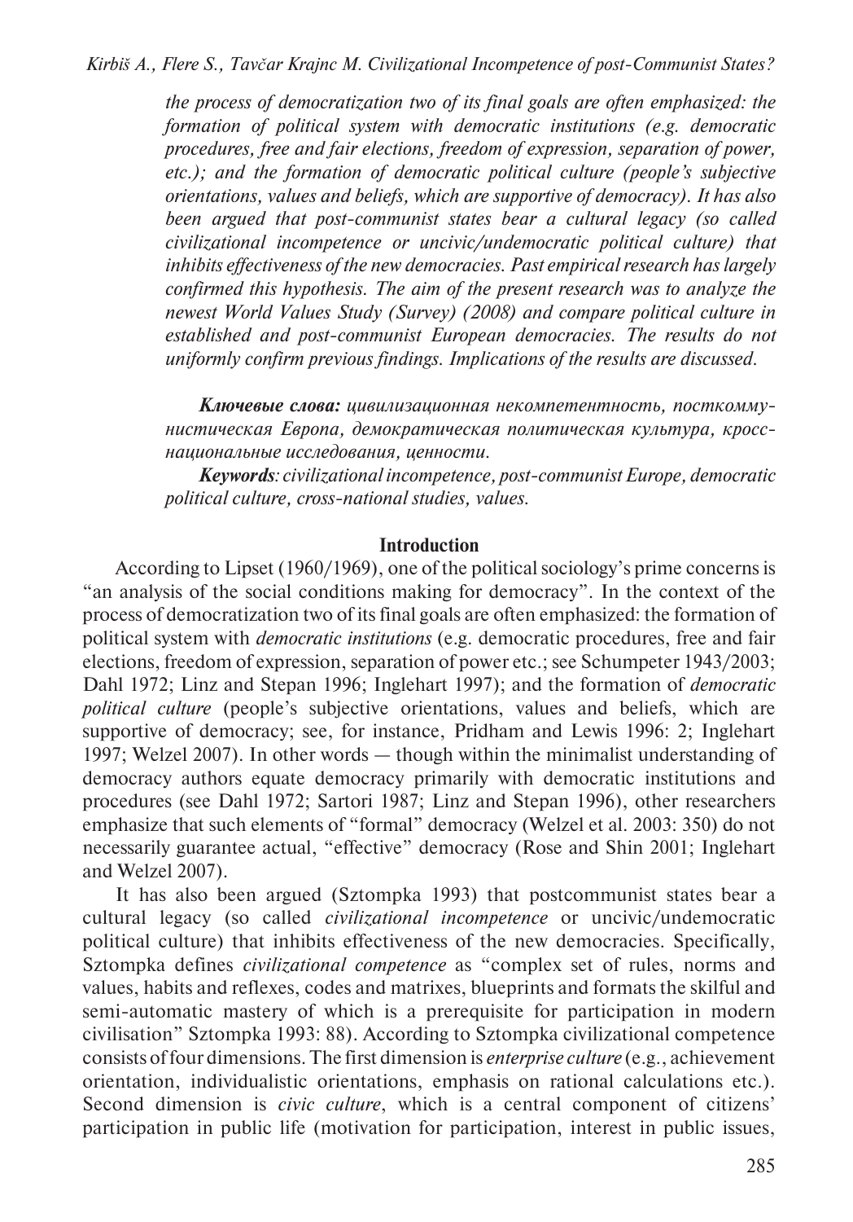*the process of democratization two of its final goals are often emphasized: the formation of political system with democratic institutions (e.g. democratic procedures, free and fair elections, freedom of expression, separation of power, etc.); and the formation of democratic political culture (people's subjective orientations, values and beliefs, which are supportive of democracy). It has also been argued that post-communist states bear a cultural legacy (so called civilizational incompetence or uncivic/undemocratic political culture) that inhibits effectiveness of the new democracies. Past empirical research has largely confirmed this hypothesis. The aim of the present research was to analyze the newest World Values Study (Survey) (2008) and compare political culture in established and post-communist European democracies. The results do not uniformly confirm previous findings. Implications of the results are discussed.*

***Ключевые слова:*** *цивилизационная некомпетентность, посткоммунистическая Европа, демократическая политическая культура, кросс-национальные исследования, ценности.*

***Keywords****: civilizational incompetence, post-communist Europe, democratic political culture, cross-national studies, values.*

## Introduction

According to Lipset (1960/1969), one of the political sociology's prime concerns is "an analysis of the social conditions making for democracy". In the context of the process of democratization two of its final goals are often emphasized: the formation of political system with *democratic institutions* (e.g. democratic procedures, free and fair elections, freedom of expression, separation of power etc.; see Schumpeter 1943/2003; Dahl 1972; Linz and Stepan 1996; Inglehart 1997); and the formation of *democratic political culture* (people's subjective orientations, values and beliefs, which are supportive of democracy; see, for instance, Pridham and Lewis 1996: 2; Inglehart 1997; Welzel 2007). In other words — though within the minimalist understanding of democracy authors equate democracy primarily with democratic institutions and procedures (see Dahl 1972; Sartori 1987; Linz and Stepan 1996), other researchers emphasize that such elements of "formal" democracy (Welzel et al. 2003: 350) do not necessarily guarantee actual, "effective" democracy (Rose and Shin 2001; Inglehart and Welzel 2007).

It has also been argued (Sztompka 1993) that postcommunist states bear a cultural legacy (so called *civilizational incompetence* or uncivic/undemocratic political culture) that inhibits effectiveness of the new democracies. Specifically, Sztompka defines *civilizational competence* as "complex set of rules, norms and values, habits and reflexes, codes and matrixes, blueprints and formats the skilful and semi-automatic mastery of which is a prerequisite for participation in modern civilisation" Sztompka 1993: 88). According to Sztompka civilizational competence consists of four dimensions. The first dimension is *enterprise culture* (e.g., achievement orientation, individualistic orientations, emphasis on rational calculations etc.). Second dimension is *civic culture*, which is a central component of citizens' participation in public life (motivation for participation, interest in public issues,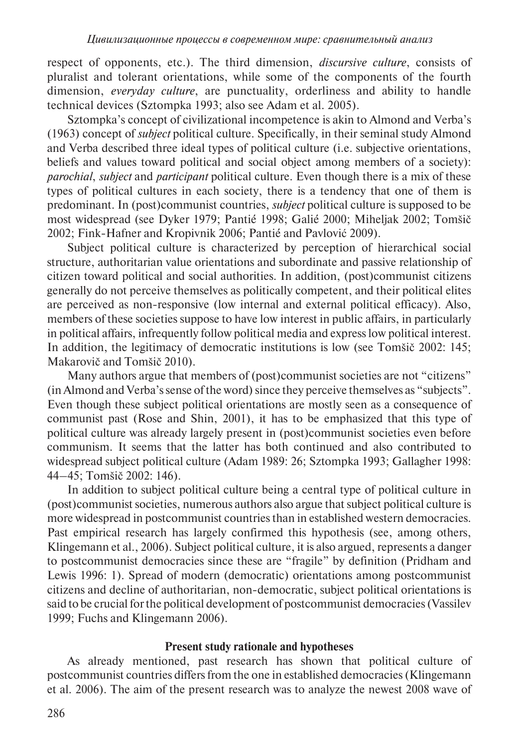respect of opponents, etc.). The third dimension, *discursive culture*, consists of pluralist and tolerant orientations, while some of the components of the fourth dimension, *everyday culture*, are punctuality, orderliness and ability to handle technical devices (Sztompka 1993; also see Adam et al. 2005).

Sztompka's concept of civilizational incompetence is akin to Almond and Verba's (1963) concept of *subject* political culture. Specifically, in their seminal study Almond and Verba described three ideal types of political culture (i.e. subjective orientations, beliefs and values toward political and social object among members of a society): *parochial*, *subject* and *participant* political culture. Even though there is a mix of these types of political cultures in each society, there is a tendency that one of them is predominant. In (post)communist countries, *subject* political culture is supposed to be most widespread (see Dyker 1979; Pantić 1998; Galić 2000; Miheljak 2002; Tomšič 2002; Fink-Hafner and Kropivnik 2006; Pantić and Pavlović 2009).

Subject political culture is characterized by perception of hierarchical social structure, authoritarian value orientations and subordinate and passive relationship of citizen toward political and social authorities. In addition, (post)communist citizens generally do not perceive themselves as politically competent, and their political elites are perceived as non-responsive (low internal and external political efficacy). Also, members of these societies suppose to have low interest in public affairs, in particularly in political affairs, infrequently follow political media and express low political interest. In addition, the legitimacy of democratic institutions is low (see Tomšič 2002: 145; Makarovič and Tomšič 2010).

Many authors argue that members of (post)communist societies are not "citizens" (in Almond and Verba's sense of the word) since they perceive themselves as "subjects". Even though these subject political orientations are mostly seen as a consequence of communist past (Rose and Shin, 2001), it has to be emphasized that this type of political culture was already largely present in (post)communist societies even before communism. It seems that the latter has both continued and also contributed to widespread subject political culture (Adam 1989: 26; Sztompka 1993; Gallagher 1998: 44–45; Tomšič 2002: 146).

In addition to subject political culture being a central type of political culture in (post)communist societies, numerous authors also argue that subject political culture is more widespread in postcommunist countries than in established western democracies. Past empirical research has largely confirmed this hypothesis (see, among others, Klingemann et al., 2006). Subject political culture, it is also argued, represents a danger to postcommunist democracies since these are "fragile" by definition (Pridham and Lewis 1996: 1). Spread of modern (democratic) orientations among postcommunist citizens and decline of authoritarian, non-democratic, subject political orientations is said to be crucial for the political development of postcommunist democracies (Vassilev 1999; Fuchs and Klingemann 2006).

### Present study rationale and hypotheses

As already mentioned, past research has shown that political culture of postcommunist countries differs from the one in established democracies (Klingemann et al. 2006). The aim of the present research was to analyze the newest 2008 wave of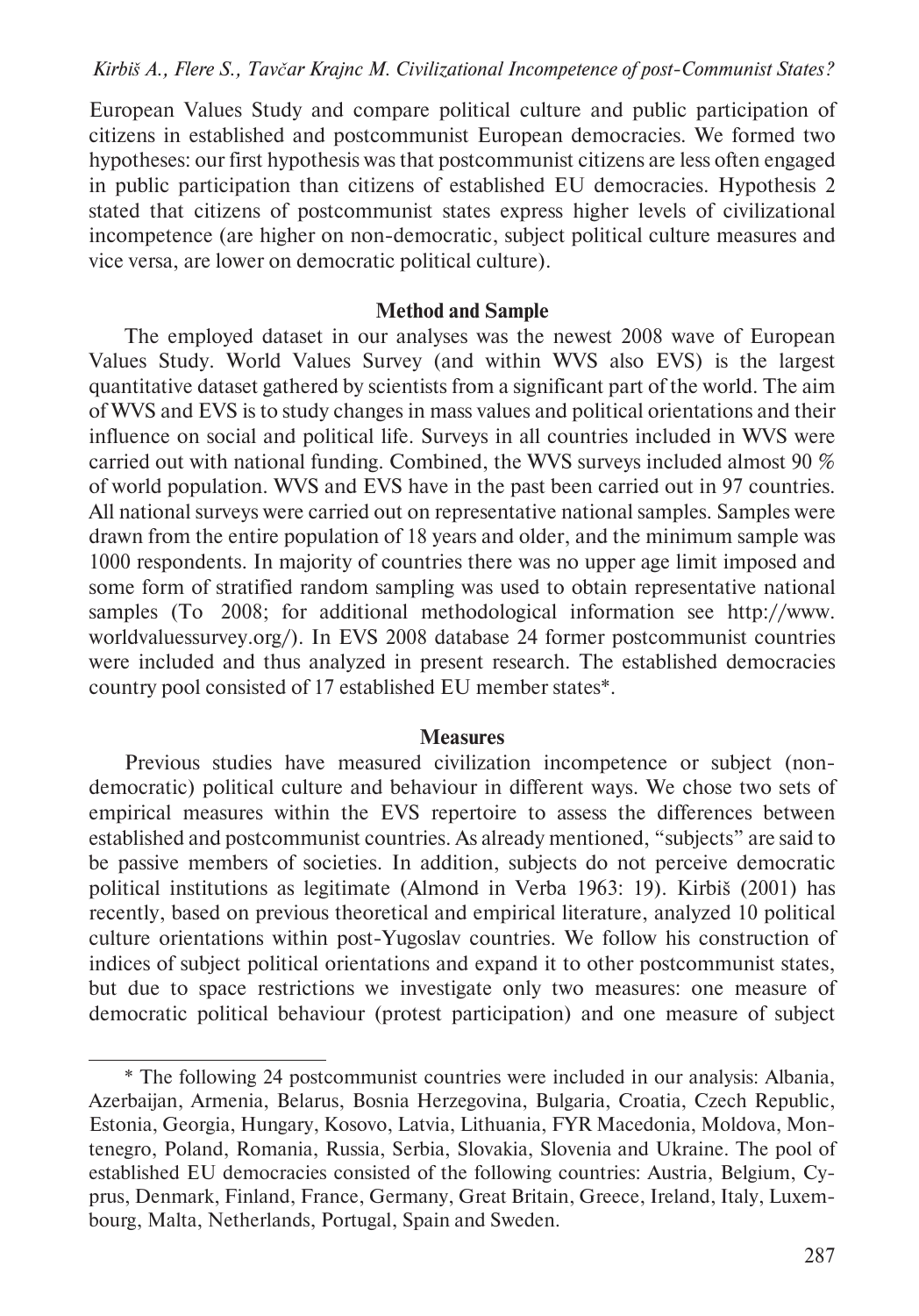European Values Study and compare political culture and public participation of citizens in established and postcommunist European democracies. We formed two hypotheses: our first hypothesis was that postcommunist citizens are less often engaged in public participation than citizens of established EU democracies. Hypothesis 2 stated that citizens of postcommunist states express higher levels of civilizational incompetence (are higher on non-democratic, subject political culture measures and vice versa, are lower on democratic political culture).

## Method and Sample

The employed dataset in our analyses was the newest 2008 wave of European Values Study. World Values Survey (and within WVS also EVS) is the largest quantitative dataset gathered by scientists from a significant part of the world. The aim of WVS and EVS is to study changes in mass values and political orientations and their influence on social and political life. Surveys in all countries included in WVS were carried out with national funding. Combined, the WVS surveys included almost 90 % of world population. WVS and EVS have in the past been carried out in 97 countries. All national surveys were carried out on representative national samples. Samples were drawn from the entire population of 18 years and older, and the minimum sample was 1000 respondents. In majority of countries there was no upper age limit imposed and some form of stratified random sampling was used to obtain representative national samples (To 2008; for additional methodological information see http://www.worldvaluessurvey.org/). In EVS 2008 database 24 former postcommunist countries were included and thus analyzed in present research. The established democracies country pool consisted of 17 established EU member states*.

## Measures

Previous studies have measured civilization incompetence or subject (non-democratic) political culture and behaviour in different ways. We chose two sets of empirical measures within the EVS repertoire to assess the differences between established and postcommunist countries. As already mentioned, "subjects" are said to be passive members of societies. In addition, subjects do not perceive democratic political institutions as legitimate (Almond in Verba 1963: 19). Kirbiš (2001) has recently, based on previous theoretical and empirical literature, analyzed 10 political culture orientations within post-Yugoslav countries. We follow his construction of indices of subject political orientations and expand it to other postcommunist states, but due to space restrictions we investigate only two measures: one measure of democratic political behaviour (protest participation) and one measure of subject

---

* The following 24 postcommunist countries were included in our analysis: Albania, Azerbaijan, Armenia, Belarus, Bosnia Herzegovina, Bulgaria, Croatia, Czech Republic, Estonia, Georgia, Hungary, Kosovo, Latvia, Lithuania, FYR Macedonia, Moldova, Montenegro, Poland, Romania, Russia, Serbia, Slovakia, Slovenia and Ukraine. The pool of established EU democracies consisted of the following countries: Austria, Belgium, Cyprus, Denmark, Finland, France, Germany, Great Britain, Greece, Ireland, Italy, Luxembourg, Malta, Netherlands, Portugal, Spain and Sweden.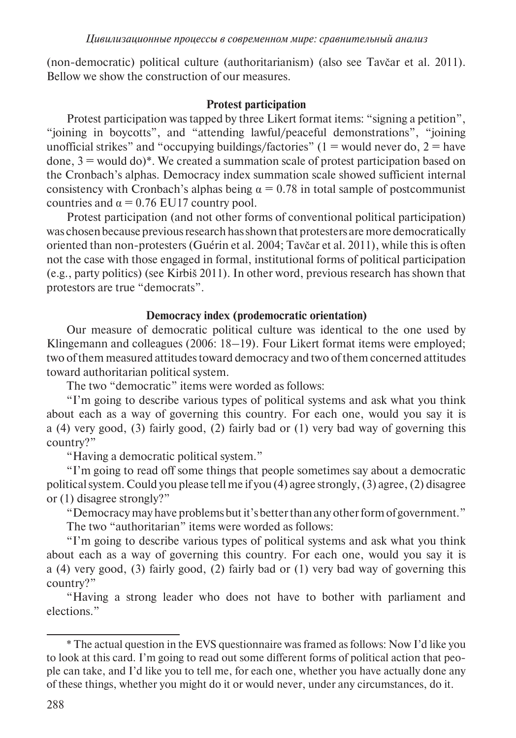(non-democratic) political culture (authoritarianism) (also see Tavčar et al. 2011). Bellow we show the construction of our measures.

### Protest participation

Protest participation was tapped by three Likert format items: "signing a petition", "joining in boycotts", and "attending lawful/peaceful demonstrations", "joining unofficial strikes" and "occupying buildings/factories" (1 = would never do, 2 = have done, 3 = would do)*. We created a summation scale of protest participation based on the Cronbach's alphas. Democracy index summation scale showed sufficient internal consistency with Cronbach's alphas being $\alpha = 0.78$ in total sample of postcommunist countries and $\alpha = 0.76$ EU17 country pool.

Protest participation (and not other forms of conventional political participation) was chosen because previous research has shown that protesters are more democratically oriented than non-protesters (Guérin et al. 2004; Tavčar et al. 2011), while this is often not the case with those engaged in formal, institutional forms of political participation (e.g., party politics) (see Kirbiš 2011). In other word, previous research has shown that protestors are true "democrats".

### Democracy index (prodemocratic orientation)

Our measure of democratic political culture was identical to the one used by Klingemann and colleagues (2006: 18–19). Four Likert format items were employed; two of them measured attitudes toward democracy and two of them concerned attitudes toward authoritarian political system.

The two "democratic" items were worded as follows:

"I'm going to describe various types of political systems and ask what you think about each as a way of governing this country. For each one, would you say it is a (4) very good, (3) fairly good, (2) fairly bad or (1) very bad way of governing this country?"

"Having a democratic political system."

"I'm going to read off some things that people sometimes say about a democratic political system. Could you please tell me if you (4) agree strongly, (3) agree, (2) disagree or (1) disagree strongly?"

"Democracy may have problems but it's better than any other form of government."

The two "authoritarian" items were worded as follows:

"I'm going to describe various types of political systems and ask what you think about each as a way of governing this country. For each one, would you say it is a (4) very good, (3) fairly good, (2) fairly bad or (1) very bad way of governing this country?"

"Having a strong leader who does not have to bother with parliament and elections."

---

* The actual question in the EVS questionnaire was framed as follows: Now I'd like you to look at this card. I'm going to read out some different forms of political action that people can take, and I'd like you to tell me, for each one, whether you have actually done any of these things, whether you might do it or would never, under any circumstances, do it.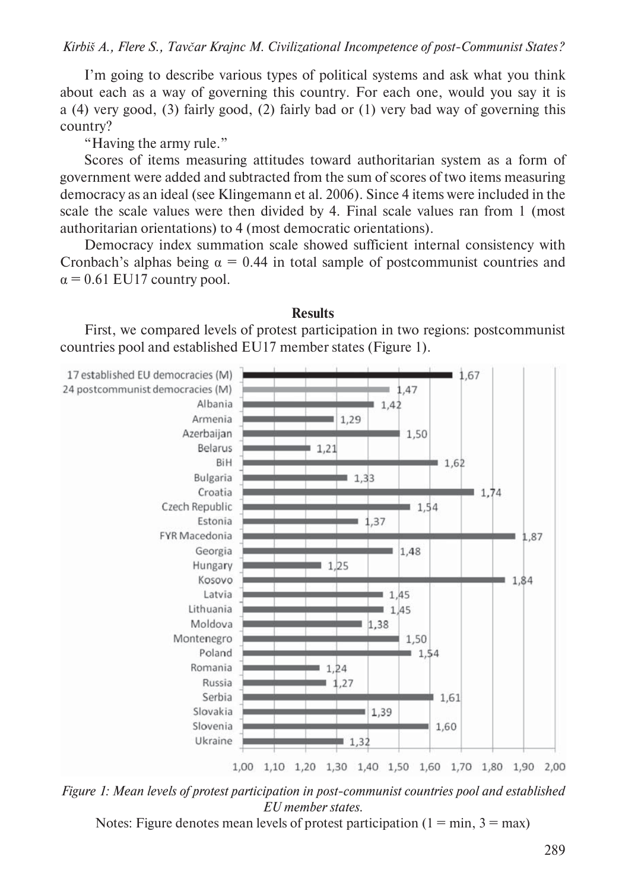I'm going to describe various types of political systems and ask what you think about each as a way of governing this country. For each one, would you say it is a (4) very good, (3) fairly good, (2) fairly bad or (1) very bad way of governing this country?

"Having the army rule."

Scores of items measuring attitudes toward authoritarian system as a form of government were added and subtracted from the sum of scores of two items measuring democracy as an ideal (see Klingemann et al. 2006). Since 4 items were included in the scale the scale values were then divided by 4. Final scale values ran from 1 (most authoritarian orientations) to 4 (most democratic orientations).

Democracy index summation scale showed sufficient internal consistency with Cronbach's alphas being $\alpha = 0.44$ in total sample of postcommunist countries and $\alpha = 0.61$ EU17 country pool.

**Results**

First, we compared levels of protest participation in two regions: postcommunist countries pool and established EU17 member states (Figure 1).

| Country | Mean |
|---|---|
| 17 established EU democracies (M) | 1,67 |
| 24 postcommunist democracies (M) | 1,47 |
| Albania | 1,42 |
| Armenia | 1,29 |
| Azerbaijan | 1,50 |
| Belarus | 1,21 |
| BiH | 1,62 |
| Bulgaria | 1,33 |
| Croatia | 1,74 |
| Czech Republic | 1,54 |
| Estonia | 1,37 |
| FYR Macedonia | 1,87 |
| Georgia | 1,48 |
| Hungary | 1,25 |
| Kosovo | 1,84 |
| Latvia | 1,45 |
| Lithuania | 1,45 |
| Moldova | 1,38 |
| Montenegro | 1,50 |
| Poland | 1,54 |
| Romania | 1,24 |
| Russia | 1,27 |
| Serbia | 1,61 |
| Slovakia | 1,39 |
| Slovenia | 1,60 |
| Ukraine | 1,32 |

*Figure 1: Mean levels of protest participation in post-communist countries pool and established EU member states.*

Notes: Figure denotes mean levels of protest participation (1 = min, 3 = max)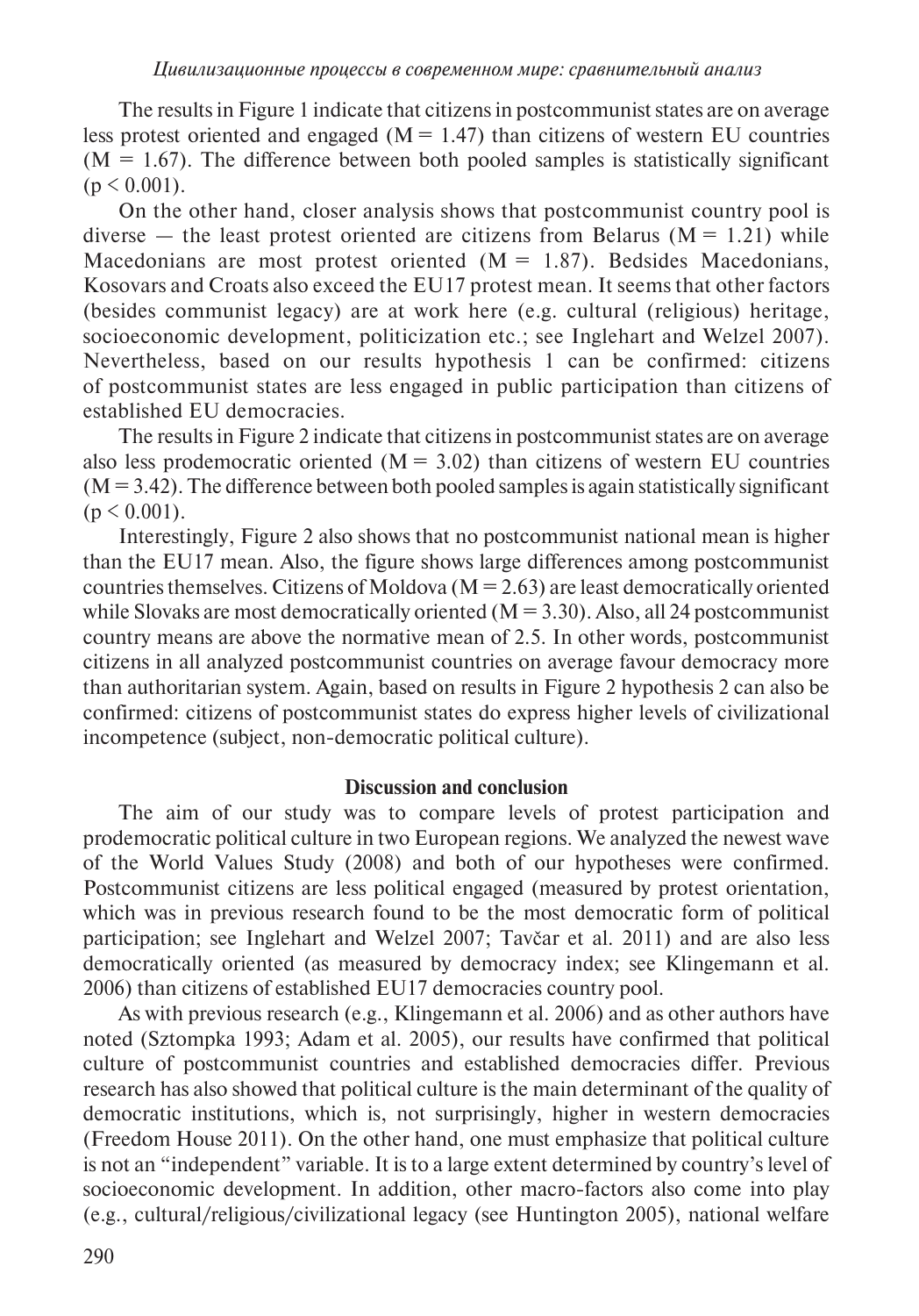The results in Figure 1 indicate that citizens in postcommunist states are on average less protest oriented and engaged ($M = 1.47$) than citizens of western EU countries ($M = 1.67$). The difference between both pooled samples is statistically significant ($p < 0.001$).

On the other hand, closer analysis shows that postcommunist country pool is diverse — the least protest oriented are citizens from Belarus ($M = 1.21$) while Macedonians are most protest oriented ($M = 1.87$). Bedsides Macedonians, Kosovars and Croats also exceed the EU17 protest mean. It seems that other factors (besides communist legacy) are at work here (e.g. cultural (religious) heritage, socioeconomic development, politicization etc.; see Inglehart and Welzel 2007). Nevertheless, based on our results hypothesis 1 can be confirmed: citizens of postcommunist states are less engaged in public participation than citizens of established EU democracies.

The results in Figure 2 indicate that citizens in postcommunist states are on average also less prodemocratic oriented ($M = 3.02$) than citizens of western EU countries ($M = 3.42$). The difference between both pooled samples is again statistically significant ($p < 0.001$).

Interestingly, Figure 2 also shows that no postcommunist national mean is higher than the EU17 mean. Also, the figure shows large differences among postcommunist countries themselves. Citizens of Moldova ($M = 2.63$) are least democratically oriented while Slovaks are most democratically oriented ($M = 3.30$). Also, all 24 postcommunist country means are above the normative mean of 2.5. In other words, postcommunist citizens in all analyzed postcommunist countries on average favour democracy more than authoritarian system. Again, based on results in Figure 2 hypothesis 2 can also be confirmed: citizens of postcommunist states do express higher levels of civilizational incompetence (subject, non-democratic political culture).

## Discussion and conclusion

The aim of our study was to compare levels of protest participation and prodemocratic political culture in two European regions. We analyzed the newest wave of the World Values Study (2008) and both of our hypotheses were confirmed. Postcommunist citizens are less political engaged (measured by protest orientation, which was in previous research found to be the most democratic form of political participation; see Inglehart and Welzel 2007; Tavčar et al. 2011) and are also less democratically oriented (as measured by democracy index; see Klingemann et al. 2006) than citizens of established EU17 democracies country pool.

As with previous research (e.g., Klingemann et al. 2006) and as other authors have noted (Sztompka 1993; Adam et al. 2005), our results have confirmed that political culture of postcommunist countries and established democracies differ. Previous research has also showed that political culture is the main determinant of the quality of democratic institutions, which is, not surprisingly, higher in western democracies (Freedom House 2011). On the other hand, one must emphasize that political culture is not an "independent" variable. It is to a large extent determined by country's level of socioeconomic development. In addition, other macro-factors also come into play (e.g., cultural/religious/civilizational legacy (see Huntington 2005), national welfare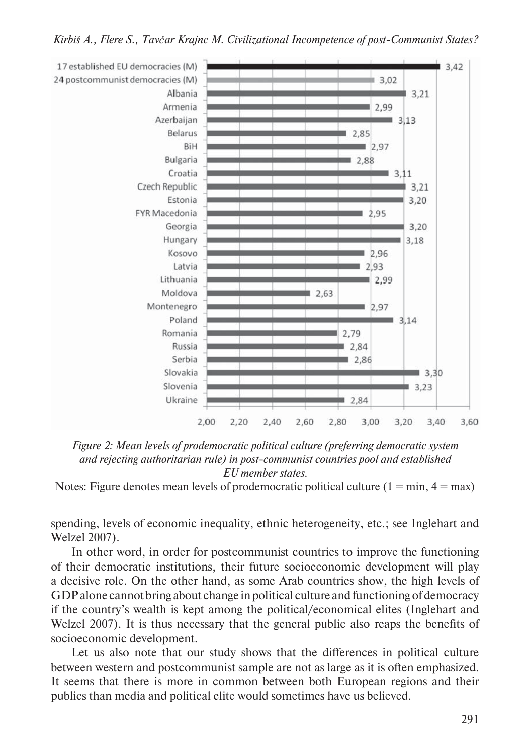*Figure 2: Mean levels of prodemocratic political culture (preferring democratic system and rejecting authoritarian rule) in post-communist countries pool and established EU member states.*

Notes: Figure denotes mean levels of prodemocratic political culture (1 = min, 4 = max)

spending, levels of economic inequality, ethnic heterogeneity, etc.; see Inglehart and Welzel 2007).

In other word, in order for postcommunist countries to improve the functioning of their democratic institutions, their future socioeconomic development will play a decisive role. On the other hand, as some Arab countries show, the high levels of GDP alone cannot bring about change in political culture and functioning of democracy if the country's wealth is kept among the political/economical elites (Inglehart and Welzel 2007). It is thus necessary that the general public also reaps the benefits of socioeconomic development.

Let us also note that our study shows that the differences in political culture between western and postcommunist sample are not as large as it is often emphasized. It seems that there is more in common between both European regions and their publics than media and political elite would sometimes have us believed.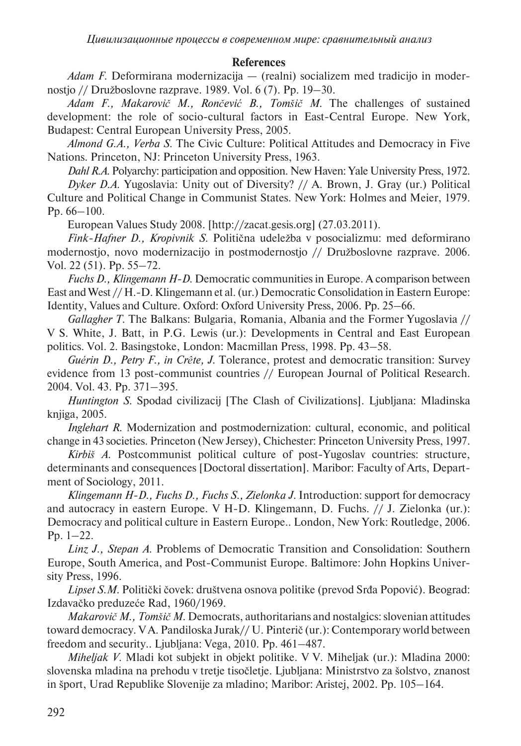## References

*Adam F.* Deformirana modernizacija — (realni) socializem med tradicijo in modernostjo // Družboslovne razprave. 1989. Vol. 6 (7). Pp. 19—30.

*Adam F., Makarovič M., Rončević B., Tomšič M.* The challenges of sustained development: the role of socio-cultural factors in East-Central Europe. New York, Budapest: Central European University Press, 2005.

*Almond G.A., Verba S.* The Civic Culture: Political Attitudes and Democracy in Five Nations. Princeton, NJ: Princeton University Press, 1963.

*Dahl R.A.* Polyarchy: participation and opposition. New Haven: Yale University Press, 1972.

*Dyker D.A.* Yugoslavia: Unity out of Diversity? // A. Brown, J. Gray (ur.) Political Culture and Political Change in Communist States. New York: Holmes and Meier, 1979. Pp. 66—100.

European Values Study 2008. [http://zacat.gesis.org] (27.03.2011).

*Fink-Hafner D., Kropivnik S.* Politična udeležba v posocializmu: med deformirano modernostjo, novo modernizacijo in postmodernostjo // Družboslovne razprave. 2006. Vol. 22 (51). Pp. 55—72.

*Fuchs D., Klingemann H-D.* Democratic communities in Europe. A comparison between East and West // H.-D. Klingemann et al. (ur.) Democratic Consolidation in Eastern Europe: Identity, Values and Culture. Oxford: Oxford University Press, 2006. Pp. 25—66.

*Gallagher T.* The Balkans: Bulgaria, Romania, Albania and the Former Yugoslavia // V S. White, J. Batt, in P.G. Lewis (ur.): Developments in Central and East European politics. Vol. 2. Basingstoke, London: Macmillan Press, 1998. Pp. 43—58.

*Guérin D., Petry F., in Crête, J.* Tolerance, protest and democratic transition: Survey evidence from 13 post-communist countries // European Journal of Political Research. 2004. Vol. 43. Pp. 371—395.

*Huntington S.* Spodad civilizacij [The Clash of Civilizations]. Ljubljana: Mladinska knjiga, 2005.

*Inglehart R.* Modernization and postmodernization: cultural, economic, and political change in 43 societies. Princeton (New Jersey), Chichester: Princeton University Press, 1997.

*Kirbiš A.* Postcommunist political culture of post-Yugoslav countries: structure, determinants and consequences [Doctoral dissertation]. Maribor: Faculty of Arts, Department of Sociology, 2011.

*Klingemann H-D., Fuchs D., Fuchs S., Zielonka J.* Introduction: support for democracy and autocracy in eastern Europe. V H-D. Klingemann, D. Fuchs. // J. Zielonka (ur.): Democracy and political culture in Eastern Europe.. London, New York: Routledge, 2006. Pp. 1—22.

*Linz J., Stepan A.* Problems of Democratic Transition and Consolidation: Southern Europe, South America, and Post-Communist Europe. Baltimore: John Hopkins University Press, 1996.

*Lipset S.M.* Politički čovek: društvena osnova politike (prevod Srđa Popović). Beograd: Izdavačko preduzeće Rad, 1960/1969.

*Makarovič M., Tomšič M.* Democrats, authoritarians and nostalgics: slovenian attitudes toward democracy. V A. Pandiloska Jurak// U. Pinterič (ur.): Contemporary world between freedom and security.. Ljubljana: Vega, 2010. Pp. 461—487.

*Miheljak V.* Mladi kot subjekt in objekt politike. V V. Miheljak (ur.): Mladina 2000: slovenska mladina na prehodu v tretje tisočletje. Ljubljana: Ministrstvo za šolstvo, znanost in šport, Urad Republike Slovenije za mladino; Maribor: Aristej, 2002. Pp. 105—164.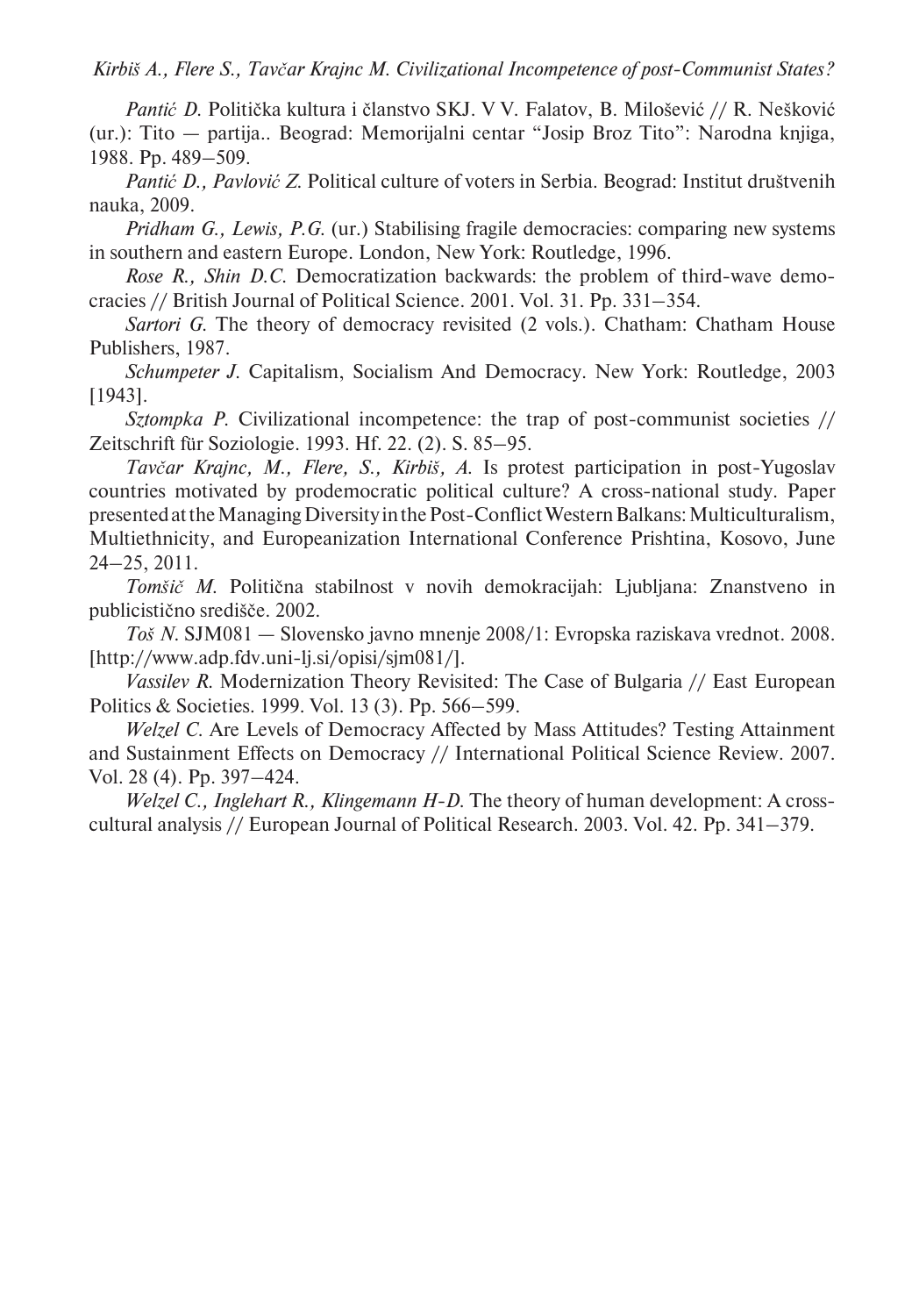*Pantić D.* Politička kultura i članstvo SKJ. V V. Falatov, B. Milošević // R. Nešković (ur.): Tito — partija.. Beograd: Memorijalni centar “Josip Broz Tito”: Narodna knjiga, 1988. Pp. 489–509.

*Pantić D., Pavlović Z.* Political culture of voters in Serbia. Beograd: Institut društvenih nauka, 2009.

*Pridham G., Lewis, P.G.* (ur.) Stabilising fragile democracies: comparing new systems in southern and eastern Europe. London, New York: Routledge, 1996.

*Rose R., Shin D.C.* Democratization backwards: the problem of third-wave democracies // British Journal of Political Science. 2001. Vol. 31. Pp. 331–354.

*Sartori G.* The theory of democracy revisited (2 vols.). Chatham: Chatham House Publishers, 1987.

*Schumpeter J.* Capitalism, Socialism And Democracy. New York: Routledge, 2003 [1943].

*Sztompka P.* Civilizational incompetence: the trap of post-communist societies // Zeitschrift für Soziologie. 1993. Hf. 22. (2). S. 85–95.

*Tavčar Krajnc, M., Flere, S., Kirbiš, A.* Is protest participation in post-Yugoslav countries motivated by prodemocratic political culture? A cross-national study. Paper presented at the Managing Diversity in the Post-Conflict Western Balkans: Multiculturalism, Multiethnicity, and Europeanization International Conference Prishtina, Kosovo, June 24–25, 2011.

*Tomšič M.* Politična stabilnost v novih demokracijah: Ljubljana: Znanstveno in publicistično središče. 2002.

*Toš N.* SJM081 — Slovensko javno mnenje 2008/1: Evropska raziskava vrednot. 2008. [http://www.adp.fdv.uni-lj.si/opisi/sjm081/].

*Vassilev R.* Modernization Theory Revisited: The Case of Bulgaria // East European Politics & Societies. 1999. Vol. 13 (3). Pp. 566–599.

*Welzel C.* Are Levels of Democracy Affected by Mass Attitudes? Testing Attainment and Sustainment Effects on Democracy // International Political Science Review. 2007. Vol. 28 (4). Pp. 397–424.

*Welzel C., Inglehart R., Klingemann H-D.* The theory of human development: A cross-cultural analysis // European Journal of Political Research. 2003. Vol. 42. Pp. 341–379.